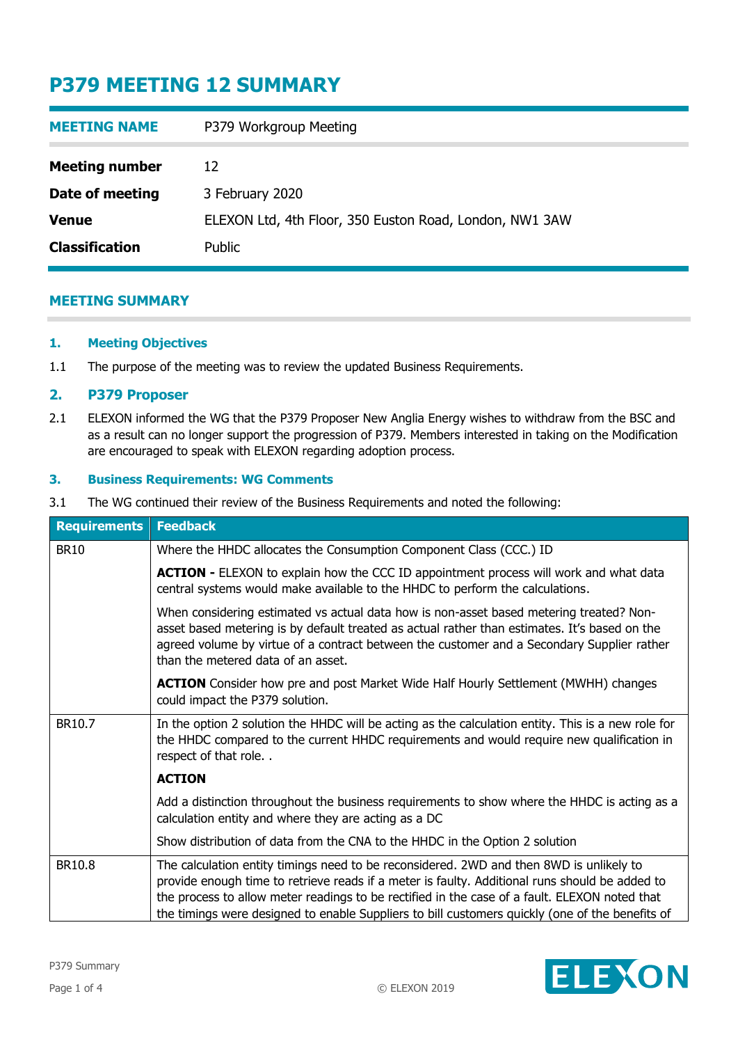# P379 MEETING 12 SUMMARY

| MEETING NAME | P379 Workgroup Meeting |
|---|---|
| **Meeting number** | 12 |
| **Date of meeting** | 3 February 2020 |
| **Venue** | ELEXON Ltd, 4th Floor, 350 Euston Road, London, NW1 3AW |
| **Classification** | Public |

## MEETING SUMMARY

### 1. Meeting Objectives

1.1 The purpose of the meeting was to review the updated Business Requirements.

### 2. P379 Proposer

2.1 ELEXON informed the WG that the P379 Proposer New Anglia Energy wishes to withdraw from the BSC and as a result can no longer support the progression of P379. Members interested in taking on the Modification are encouraged to speak with ELEXON regarding adoption process.

### 3. Business Requirements: WG Comments

3.1 The WG continued their review of the Business Requirements and noted the following:

| Requirements | Feedback |
|---|---|
| BR10 | Where the HHDC allocates the Consumption Component Class (CCC.) ID |
| | **ACTION -** ELEXON to explain how the CCC ID appointment process will work and what data central systems would make available to the HHDC to perform the calculations. |
| | When considering estimated vs actual data how is non-asset based metering treated? Non-asset based metering is by default treated as actual rather than estimates. It's based on the agreed volume by virtue of a contract between the customer and a Secondary Supplier rather than the metered data of an asset. |
| | **ACTION** Consider how pre and post Market Wide Half Hourly Settlement (MWHH) changes could impact the P379 solution. |
| BR10.7 | In the option 2 solution the HHDC will be acting as the calculation entity. This is a new role for the HHDC compared to the current HHDC requirements and would require new qualification in respect of that role. . |
| | **ACTION** |
| | Add a distinction throughout the business requirements to show where the HHDC is acting as a calculation entity and where they are acting as a DC |
| | Show distribution of data from the CNA to the HHDC in the Option 2 solution |
| BR10.8 | The calculation entity timings need to be reconsidered. 2WD and then 8WD is unlikely to provide enough time to retrieve reads if a meter is faulty. Additional runs should be added to the process to allow meter readings to be rectified in the case of a fault. ELEXON noted that the timings were designed to enable Suppliers to bill customers quickly (one of the benefits of |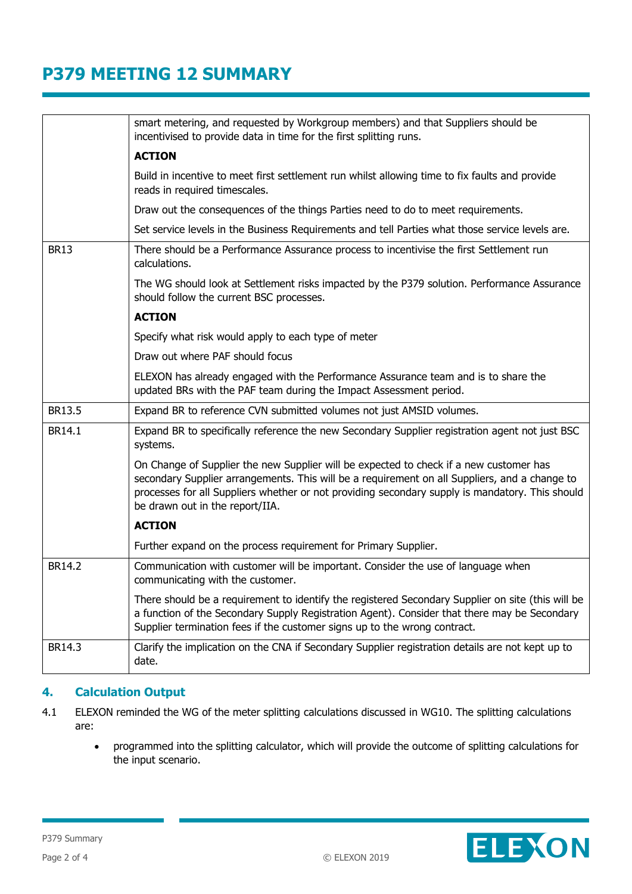| | |
|---|---|
| | smart metering, and requested by Workgroup members) and that Suppliers should be incentivised to provide data in time for the first splitting runs.<br><br>**ACTION**<br><br>Build in incentive to meet first settlement run whilst allowing time to fix faults and provide reads in required timescales.<br><br>Draw out the consequences of the things Parties need to do to meet requirements.<br><br>Set service levels in the Business Requirements and tell Parties what those service levels are. |
| BR13 | There should be a Performance Assurance process to incentivise the first Settlement run calculations.<br><br>The WG should look at Settlement risks impacted by the P379 solution. Performance Assurance should follow the current BSC processes.<br><br>**ACTION**<br><br>Specify what risk would apply to each type of meter<br><br>Draw out where PAF should focus<br><br>ELEXON has already engaged with the Performance Assurance team and is to share the updated BRs with the PAF team during the Impact Assessment period. |
| BR13.5 | Expand BR to reference CVN submitted volumes not just AMSID volumes. |
| BR14.1 | Expand BR to specifically reference the new Secondary Supplier registration agent not just BSC systems.<br><br>On Change of Supplier the new Supplier will be expected to check if a new customer has secondary Supplier arrangements. This will be a requirement on all Suppliers, and a change to processes for all Suppliers whether or not providing secondary supply is mandatory. This should be drawn out in the report/IIA.<br><br>**ACTION**<br><br>Further expand on the process requirement for Primary Supplier. |
| BR14.2 | Communication with customer will be important. Consider the use of language when communicating with the customer.<br><br>There should be a requirement to identify the registered Secondary Supplier on site (this will be a function of the Secondary Supply Registration Agent). Consider that there may be Secondary Supplier termination fees if the customer signs up to the wrong contract. |
| BR14.3 | Clarify the implication on the CNA if Secondary Supplier registration details are not kept up to date. |

## 4. Calculation Output

4.1 ELEXON reminded the WG of the meter splitting calculations discussed in WG10. The splitting calculations are:

- programmed into the splitting calculator, which will provide the outcome of splitting calculations for the input scenario.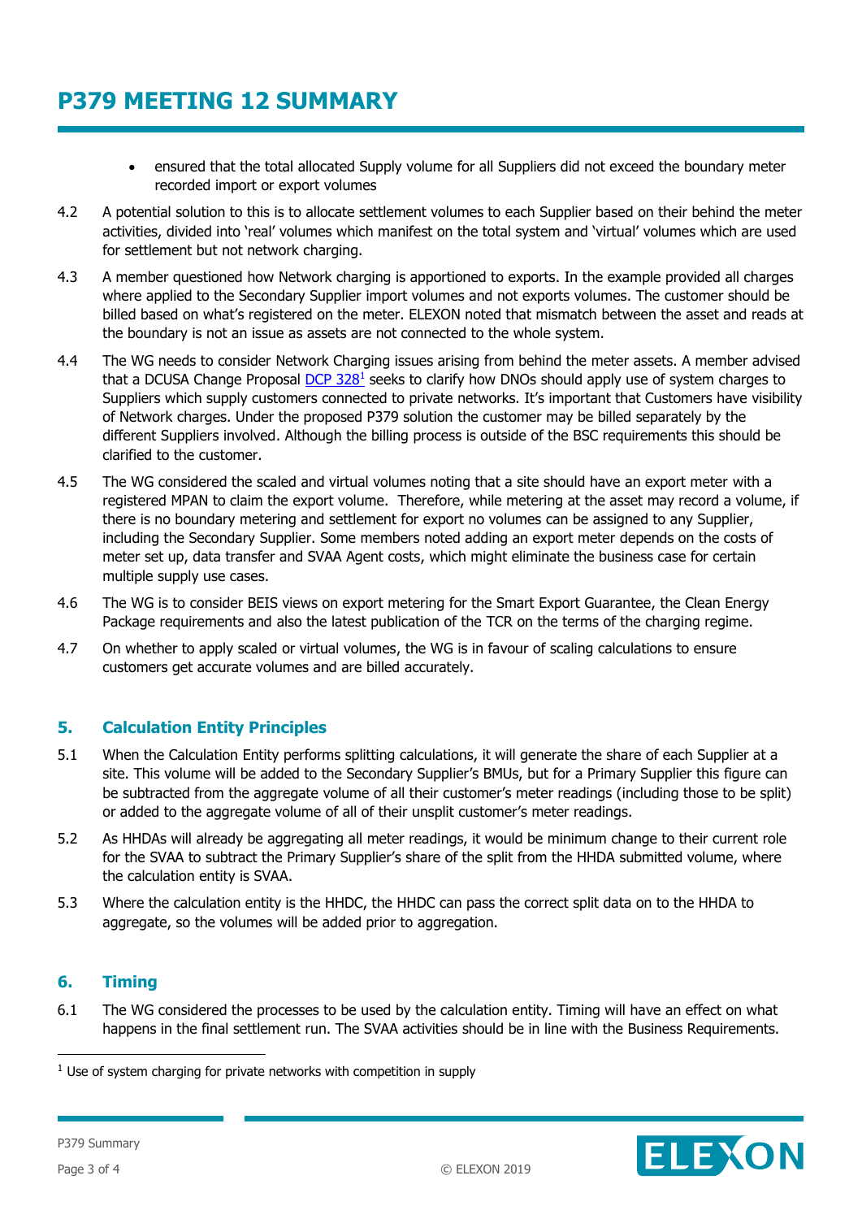- ensured that the total allocated Supply volume for all Suppliers did not exceed the boundary meter recorded import or export volumes

4.2 A potential solution to this is to allocate settlement volumes to each Supplier based on their behind the meter activities, divided into 'real' volumes which manifest on the total system and 'virtual' volumes which are used for settlement but not network charging.

4.3 A member questioned how Network charging is apportioned to exports. In the example provided all charges where applied to the Secondary Supplier import volumes and not exports volumes. The customer should be billed based on what's registered on the meter. ELEXON noted that mismatch between the asset and reads at the boundary is not an issue as assets are not connected to the whole system.

4.4 The WG needs to consider Network Charging issues arising from behind the meter assets. A member advised that a DCUSA Change Proposal DCP 328[1] seeks to clarify how DNOs should apply use of system charges to Suppliers which supply customers connected to private networks. It's important that Customers have visibility of Network charges. Under the proposed P379 solution the customer may be billed separately by the different Suppliers involved. Although the billing process is outside of the BSC requirements this should be clarified to the customer.

4.5 The WG considered the scaled and virtual volumes noting that a site should have an export meter with a registered MPAN to claim the export volume. Therefore, while metering at the asset may record a volume, if there is no boundary metering and settlement for export no volumes can be assigned to any Supplier, including the Secondary Supplier. Some members noted adding an export meter depends on the costs of meter set up, data transfer and SVAA Agent costs, which might eliminate the business case for certain multiple supply use cases.

4.6 The WG is to consider BEIS views on export metering for the Smart Export Guarantee, the Clean Energy Package requirements and also the latest publication of the TCR on the terms of the charging regime.

4.7 On whether to apply scaled or virtual volumes, the WG is in favour of scaling calculations to ensure customers get accurate volumes and are billed accurately.

## 5. Calculation Entity Principles

5.1 When the Calculation Entity performs splitting calculations, it will generate the share of each Supplier at a site. This volume will be added to the Secondary Supplier's BMUs, but for a Primary Supplier this figure can be subtracted from the aggregate volume of all their customer's meter readings (including those to be split) or added to the aggregate volume of all of their unsplit customer's meter readings.

5.2 As HHDAs will already be aggregating all meter readings, it would be minimum change to their current role for the SVAA to subtract the Primary Supplier's share of the split from the HHDA submitted volume, where the calculation entity is SVAA.

5.3 Where the calculation entity is the HHDC, the HHDC can pass the correct split data on to the HHDA to aggregate, so the volumes will be added prior to aggregation.

## 6. Timing

6.1 The WG considered the processes to be used by the calculation entity. Timing will have an effect on what happens in the final settlement run. The SVAA activities should be in line with the Business Requirements.

[1] Use of system charging for private networks with competition in supply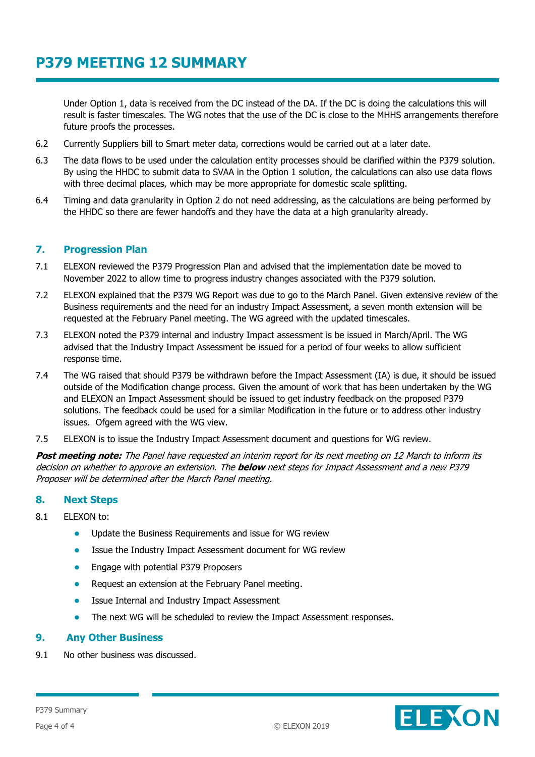Under Option 1, data is received from the DC instead of the DA. If the DC is doing the calculations this will result is faster timescales. The WG notes that the use of the DC is close to the MHHS arrangements therefore future proofs the processes.

6.2 Currently Suppliers bill to Smart meter data, corrections would be carried out at a later date.

6.3 The data flows to be used under the calculation entity processes should be clarified within the P379 solution. By using the HHDC to submit data to SVAA in the Option 1 solution, the calculations can also use data flows with three decimal places, which may be more appropriate for domestic scale splitting.

6.4 Timing and data granularity in Option 2 do not need addressing, as the calculations are being performed by the HHDC so there are fewer handoffs and they have the data at a high granularity already.

## 7. Progression Plan

7.1 ELEXON reviewed the P379 Progression Plan and advised that the implementation date be moved to November 2022 to allow time to progress industry changes associated with the P379 solution.

7.2 ELEXON explained that the P379 WG Report was due to go to the March Panel. Given extensive review of the Business requirements and the need for an industry Impact Assessment, a seven month extension will be requested at the February Panel meeting. The WG agreed with the updated timescales.

7.3 ELEXON noted the P379 internal and industry Impact assessment is be issued in March/April. The WG advised that the Industry Impact Assessment be issued for a period of four weeks to allow sufficient response time.

7.4 The WG raised that should P379 be withdrawn before the Impact Assessment (IA) is due, it should be issued outside of the Modification change process. Given the amount of work that has been undertaken by the WG and ELEXON an Impact Assessment should be issued to get industry feedback on the proposed P379 solutions. The feedback could be used for a similar Modification in the future or to address other industry issues. Ofgem agreed with the WG view.

7.5 ELEXON is to issue the Industry Impact Assessment document and questions for WG review.

***Post meeting note:*** *The Panel have requested an interim report for its next meeting on 12 March to inform its decision on whether to approve an extension. The* ***below*** *next steps for Impact Assessment and a new P379 Proposer will be determined after the March Panel meeting.*

## 8. Next Steps

8.1 ELEXON to:

- Update the Business Requirements and issue for WG review
- Issue the Industry Impact Assessment document for WG review
- Engage with potential P379 Proposers
- Request an extension at the February Panel meeting.
- Issue Internal and Industry Impact Assessment
- The next WG will be scheduled to review the Impact Assessment responses.

## 9. Any Other Business

9.1 No other business was discussed.